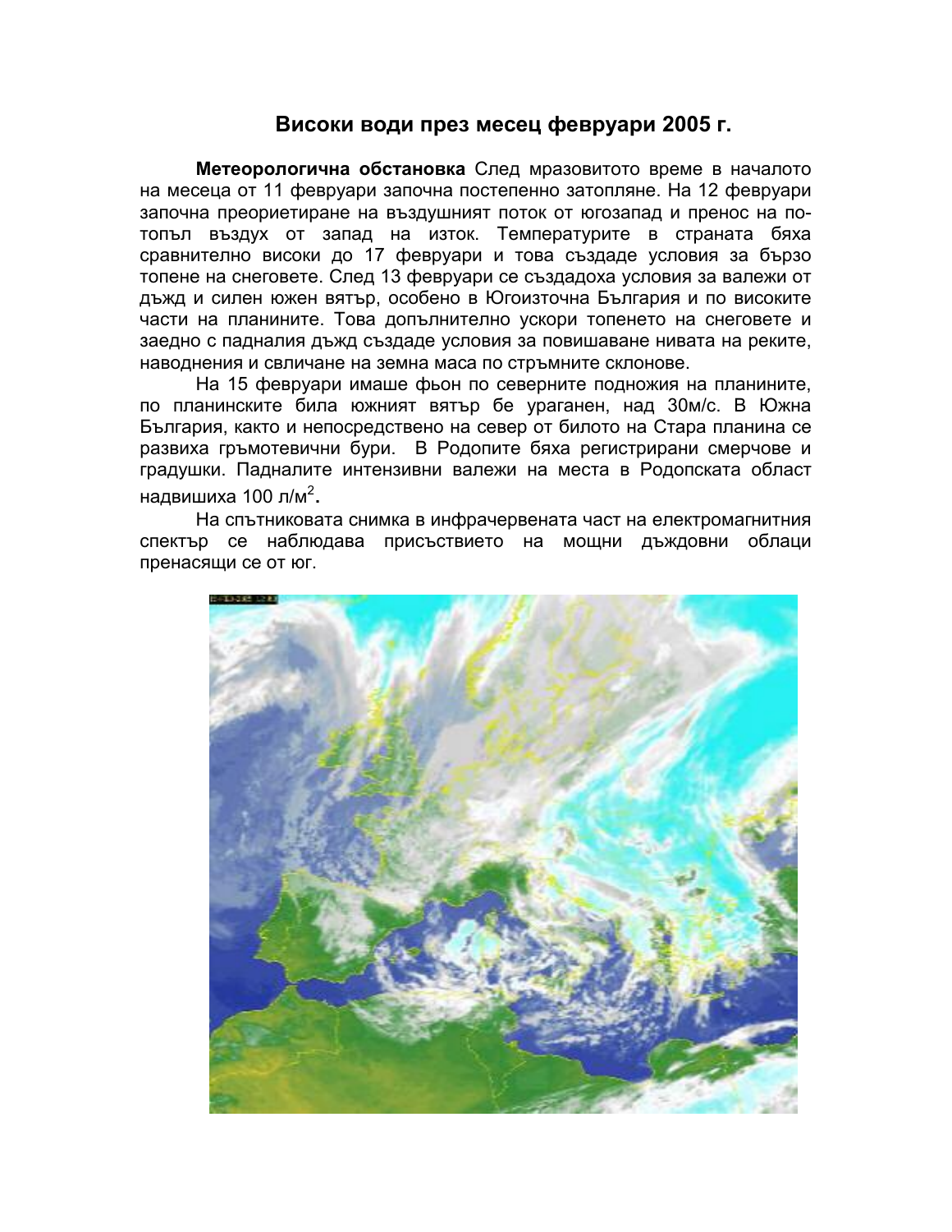# Високи води през месец февруари 2005 г.

**Метеорологична обстановка** След мразовитото време в началото на месеца от 11 февруари започна постепенно затопляне. На 12 февруари започна преориетиране на въздушният поток от югозапад и пренос на по-топъл въздух от запад на изток. Температурите в страната бяха сравнително високи до 17 февруари и това създаде условия за бързо топене на снеговете. След 13 февруари се създадоха условия за валежи от дъжд и силен южен вятър, особено в Югоизточна България и по високите части на планините. Това допълнително ускори топенето на снеговете и заедно с падналия дъжд създаде условия за повишаване нивата на реките, наводнения и свличане на земна маса по стръмните склонове.

На 15 февруари имаше фьон по северните подножия на планините, по планинските била южният вятър бе ураганен, над 30м/с. В Южна България, както и непосредствено на север от билото на Стара планина се развиха гръмотевични бури. В Родопите бяха регистрирани смерчове и градушки. Падналите интензивни валежи на места в Родопската област надвишиха 100 л/м$^2$.

На спътниковата снимка в инфрачервената част на електромагнитния спектър се наблюдава присъствието на мощни дъждовни облаци пренасящи се от юг.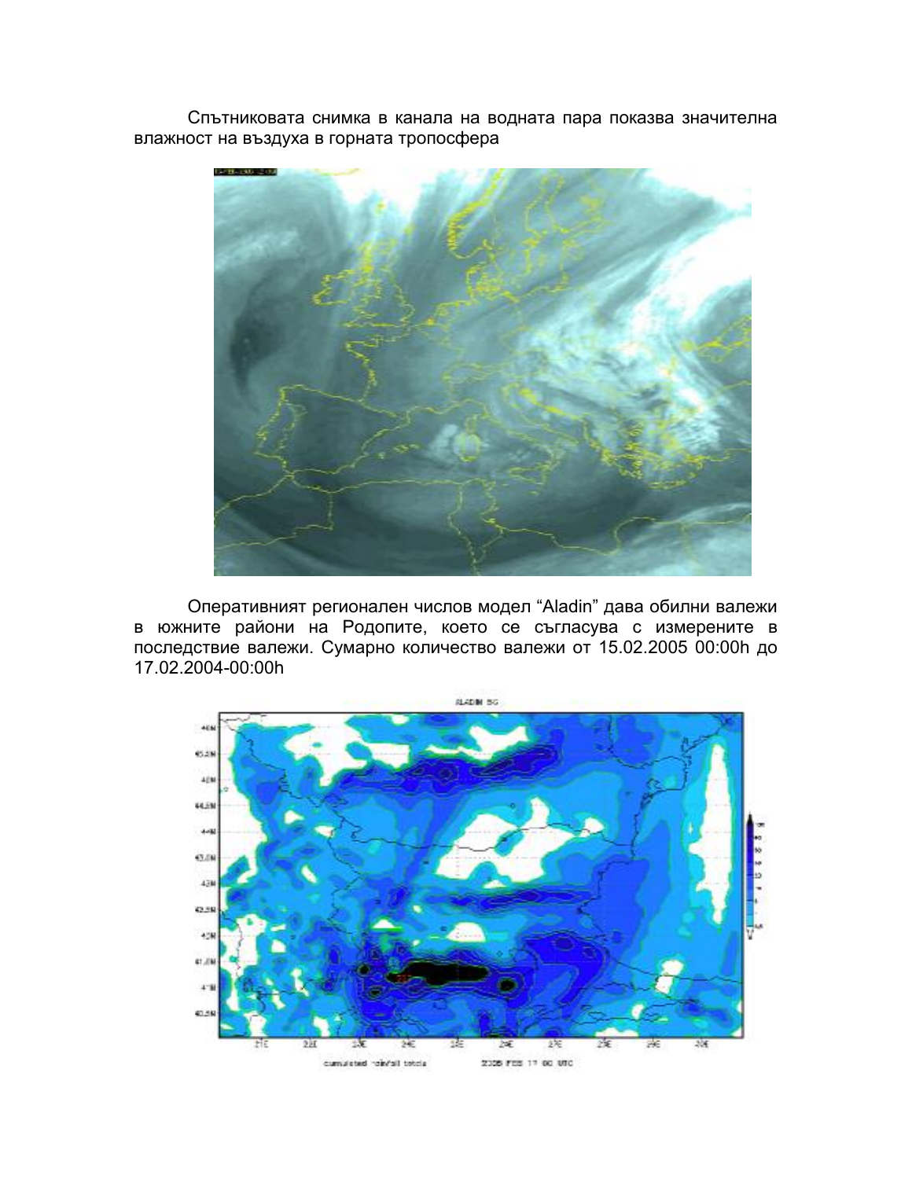Спътниковата снимка в канала на водната пара показва значителна влажност на въздуха в горната тропосфера

Оперативният регионален числов модел "Aladin" дава обилни валежи в южните райони на Родопите, което се съгласува с измерените в последствие валежи. Сумарно количество валежи от 15.02.2005 00:00h до 17.02.2004-00:00h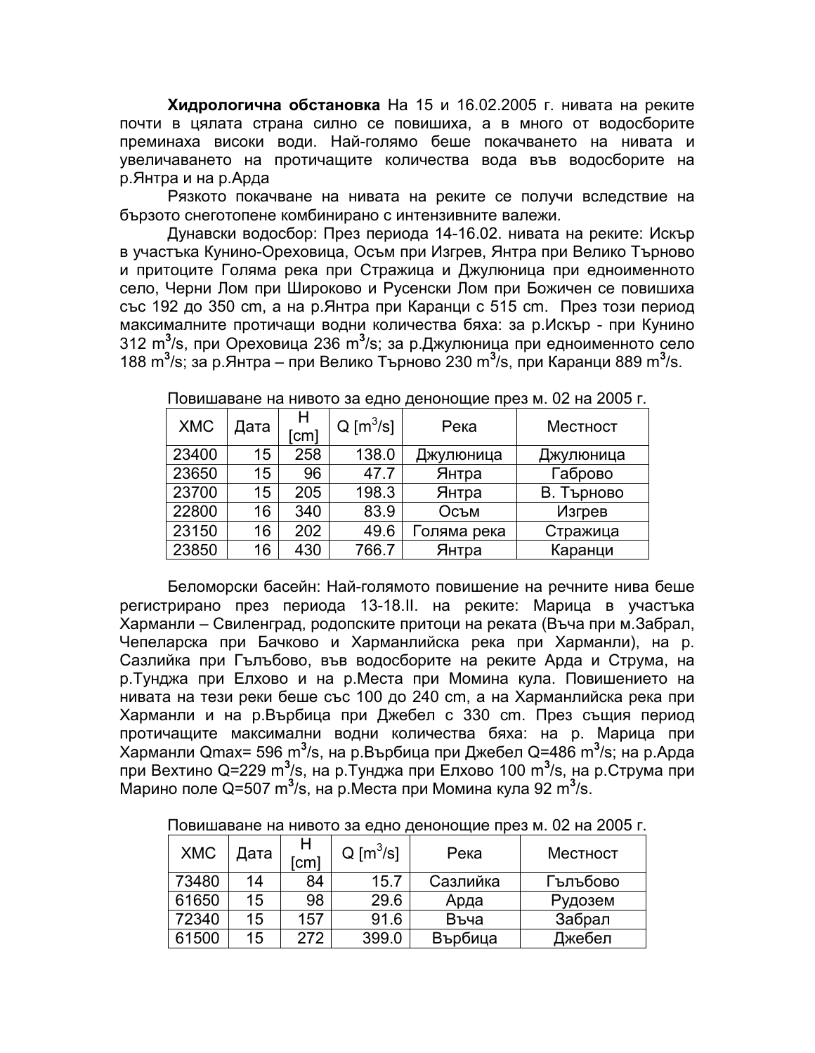**Хидрологична обстановка** На 15 и 16.02.2005 г. нивата на реките почти в цялата страна силно се повишиха, а в много от водосборите преминаха високи води. Най-голямо беше покачването на нивата и увеличаването на протичащите количества вода във водосборите на р.Янтра и на р.Арда

Рязкото покачване на нивата на реките се получи вследствие на бързото снеготопене комбинирано с интензивните валежи.

Дунавски водосбор: През периода 14-16.02. нивата на реките: Искър в участъка Кунино-Ореховица, Осъм при Изгрев, Янтра при Велико Търново и притоците Голяма река при Стражица и Джулюница при едноименното село, Черни Лом при Широково и Русенски Лом при Божичен се повишиха със 192 до 350 cm, а на р.Янтра при Каранци с 515 cm. През този период максималните протичащи водни количества бяха: за р.Искър - при Кунино 312 $m^3$/s, при Ореховица 236 $m^3$/s; за р.Джулюница при едноименното село 188 $m^3$/s; за р.Янтра – при Велико Търново 230 $m^3$/s, при Каранци 889 $m^3$/s.

Повишаване на нивото за едно денонощие през м. 02 на 2005 г.

| ХМС | Дата | H [cm] | Q [$m^3$/s] | Река | Местност |
|---|---|---|---|---|---|
| 23400 | 15 | 258 | 138.0 | Джулюница | Джулюница |
| 23650 | 15 | 96 | 47.7 | Янтра | Габрово |
| 23700 | 15 | 205 | 198.3 | Янтра | В. Търново |
| 22800 | 16 | 340 | 83.9 | Осъм | Изгрев |
| 23150 | 16 | 202 | 49.6 | Голяма река | Стражица |
| 23850 | 16 | 430 | 766.7 | Янтра | Каранци |

Беломорски басейн: Най-голямото повишение на речните нива беше регистрирано през периода 13-18.II. на реките: Марица в участъка Харманли – Свиленград, родопските притоци на реката (Въча при м.Забрал, Чепеларска при Бачково и Харманлийска река при Харманли), на р. Сазлийка при Гълъбово, във водосборите на реките Арда и Струма, на р.Тунджа при Елхово и на р.Места при Момина кула. Повишението на нивата на тези реки беше със 100 до 240 cm, а на Харманлийска река при Харманли и на р.Върбица при Джебел с 330 cm. През същия период протичащите максимални водни количества бяха: на р. Марица при Харманли Qmax= 596 $m^3$/s, на р.Върбица при Джебел Q=486 $m^3$/s; на р.Арда при Вехтино Q=229 $m^3$/s, на р.Тунджа при Елхово 100 $m^3$/s, на р.Струма при Марино поле Q=507 $m^3$/s, на р.Места при Момина кула 92 $m^3$/s.

Повишаване на нивото за едно денонощие през м. 02 на 2005 г.

| ХМС | Дата | H [cm] | Q [$m^3$/s] | Река | Местност |
|---|---|---|---|---|---|
| 73480 | 14 | 84 | 15.7 | Сазлийка | Гълъбово |
| 61650 | 15 | 98 | 29.6 | Арда | Рудозем |
| 72340 | 15 | 157 | 91.6 | Въча | Забрал |
| 61500 | 15 | 272 | 399.0 | Върбица | Джебел |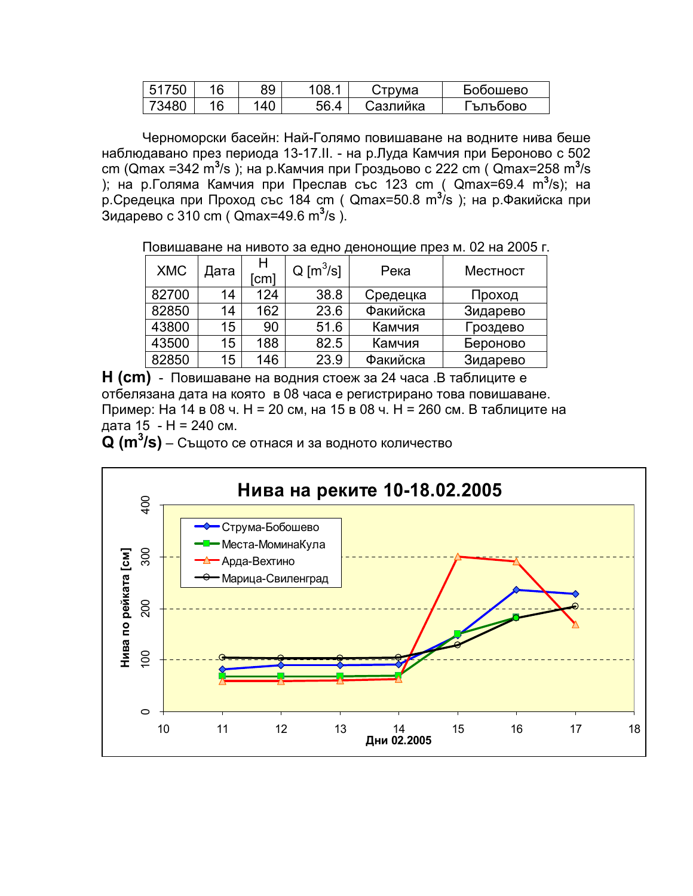| 51750 | 16 | 89 | 108.1 | Струма | Бобошево |
|---|---|---|---|---|---|
| 73480 | 16 | 140 | 56.4 | Сазлийка | Гълъбово |

Черноморски басейн: Най-Голямо повишаване на водните нива беше наблюдавано през периода 13-17.II. - на р.Луда Камчия при Бероново с 502 cm (Qmax =342 $m^3$/s ); на р.Камчия при Гроздьово с 222 cm ( Qmax=258 $m^3$/s ); на р.Голяма Камчия при Преслав със 123 cm ( Qmax=69.4 $m^3$/s); на р.Средецка при Проход със 184 cm ( Qmax=50.8 $m^3$/s ); на р.Факийска при Зидарево с 310 cm ( Qmax=49.6 $m^3$/s ).

Повишаване на нивото за едно денонощие през м. 02 на 2005 г.

| ХМС | Дата | H [cm] | Q [$m^3$/s] | Река | Местност |
|---|---|---|---|---|---|
| 82700 | 14 | 124 | 38.8 | Средецка | Проход |
| 82850 | 14 | 162 | 23.6 | Факийска | Зидарево |
| 43800 | 15 | 90 | 51.6 | Камчия | Гроздево |
| 43500 | 15 | 188 | 82.5 | Камчия | Бероново |
| 82850 | 15 | 146 | 23.9 | Факийска | Зидарево |

**H (cm)** - Повишаване на водния стоеж за 24 часа .В таблиците е отбелязана дата на която в 08 часа е регистрирано това повишаване. Пример: На 14 в 08 ч. H = 20 см, на 15 в 08 ч. H = 260 см. В таблиците на дата 15 - H = 240 см.

**Q ($m^3$/s)** – Същото се отнася и за водното количество

**Нива на реките 10-18.02.2005**

| Дни 02.2005 | 11 | 12 | 13 | 14 | 15 | 16 | 17 |
|---|---|---|---|---|---|---|---|
| Струма-Бобошево | 82 | 90 | 90 | 92 | 148 | 237 | 229 |
| Места-МоминаКула | 69 | 69 | 69 | 70 | 151 | 184 | – |
| Арда-Вехтино | 59 | 59 | 60 | 63 | 301 | 292 | 170 |
| Марица-Свиленград | 106 | 104 | 104 | 106 | 130 | 182 | 206 |

Нива по рейката [см]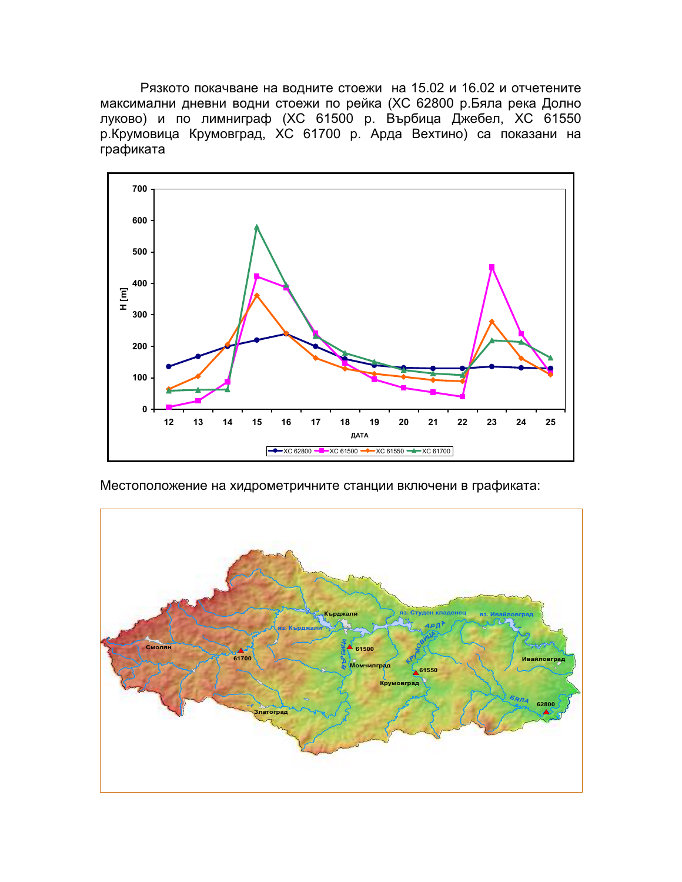Рязкото покачване на водните стоежи на 15.02 и 16.02 и отчетените максимални дневни водни стоежи по рейка (ХС 62800 р.Бяла река Долно луково) и по лимниграф (ХС 61500 р. Върбица Джебел, ХС 61550 р.Крумовица Крумовград, ХС 61700 р. Арда Вехтино) са показани на графиката

H [m]

700
600
500
400
300
200
100
0

12 13 14 15 16 17 18 19 20 21 22 23 24 25

ДАТА

ХС 62800 ХС 61500 ХС 61550 ХС 61700

Местоположение на хидрометричните станции включени в графиката:

Кърджали
яз. Студен кладенец
яз. Ивайловград
яз. Кърджали
АРДА
Смолян
ВЪРБИЦА
61500
КРУМОВИЦА
61700
Момчилград
61550
Ивайловград
Крумовград
БЯЛА
62800
Златоград